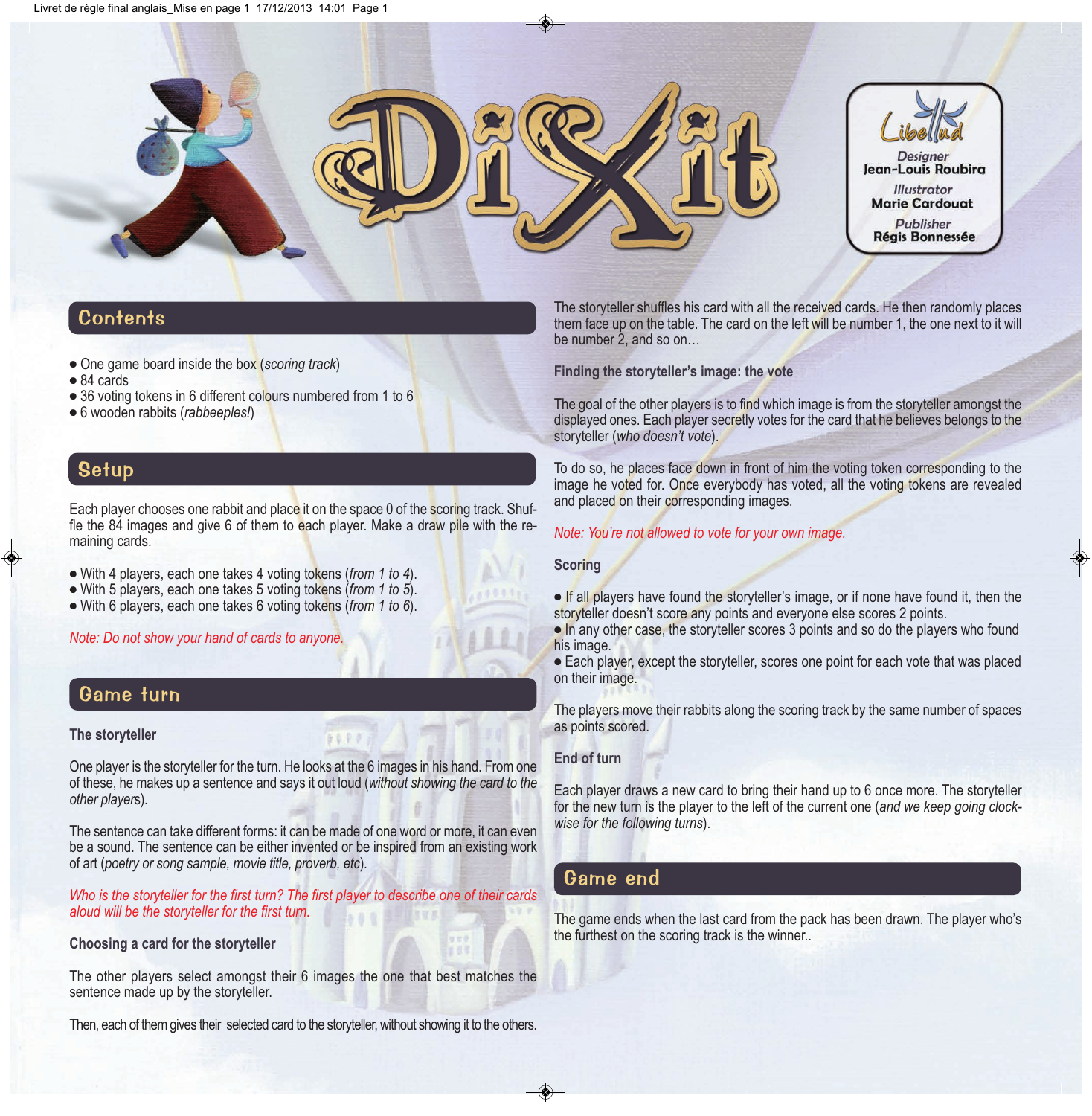# Dixit

Libellud

*Designer*
**Jean-Louis Roubira**

*Illustrator*
**Marie Cardouat**

*Publisher*
**Régis Bonnessée**

## Contents

- One game board inside the box (*scoring track*)
- 84 cards
- 36 voting tokens in 6 different colours numbered from 1 to 6
- 6 wooden rabbits (*rabbeeples!*)

## Setup

Each player chooses one rabbit and place it on the space 0 of the scoring track. Shuffle the 84 images and give 6 of them to each player. Make a draw pile with the remaining cards.

- With 4 players, each one takes 4 voting tokens (*from 1 to 4*).
- With 5 players, each one takes 5 voting tokens (*from 1 to 5*).
- With 6 players, each one takes 6 voting tokens (*from 1 to 6*).

*Note: Do not show your hand of cards to anyone.*

## Game turn

### The storyteller

One player is the storyteller for the turn. He looks at the 6 images in his hand. From one of these, he makes up a sentence and says it out loud (*without showing the card to the other players*).

The sentence can take different forms: it can be made of one word or more, it can even be a sound. The sentence can be either invented or be inspired from an existing work of art (*poetry or song sample, movie title, proverb, etc*).

*Who is the storyteller for the first turn? The first player to describe one of their cards aloud will be the storyteller for the first turn.*

### Choosing a card for the storyteller

The other players select amongst their 6 images the one that best matches the sentence made up by the storyteller.

Then, each of them gives their selected card to the storyteller, without showing it to the others.

The storyteller shuffles his card with all the received cards. He then randomly places them face up on the table. The card on the left will be number 1, the one next to it will be number 2, and so on…

### Finding the storyteller's image: the vote

The goal of the other players is to find which image is from the storyteller amongst the displayed ones. Each player secretly votes for the card that he believes belongs to the storyteller (*who doesn't vote*).

To do so, he places face down in front of him the voting token corresponding to the image he voted for. Once everybody has voted, all the voting tokens are revealed and placed on their corresponding images.

*Note: You're not allowed to vote for your own image.*

### Scoring

- If all players have found the storyteller's image, or if none have found it, then the storyteller doesn't score any points and everyone else scores 2 points.
- In any other case, the storyteller scores 3 points and so do the players who found his image.
- Each player, except the storyteller, scores one point for each vote that was placed on their image.

The players move their rabbits along the scoring track by the same number of spaces as points scored.

### End of turn

Each player draws a new card to bring their hand up to 6 once more. The storyteller for the new turn is the player to the left of the current one (*and we keep going clockwise for the following turns*).

## Game end

The game ends when the last card from the pack has been drawn. The player who's the furthest on the scoring track is the winner..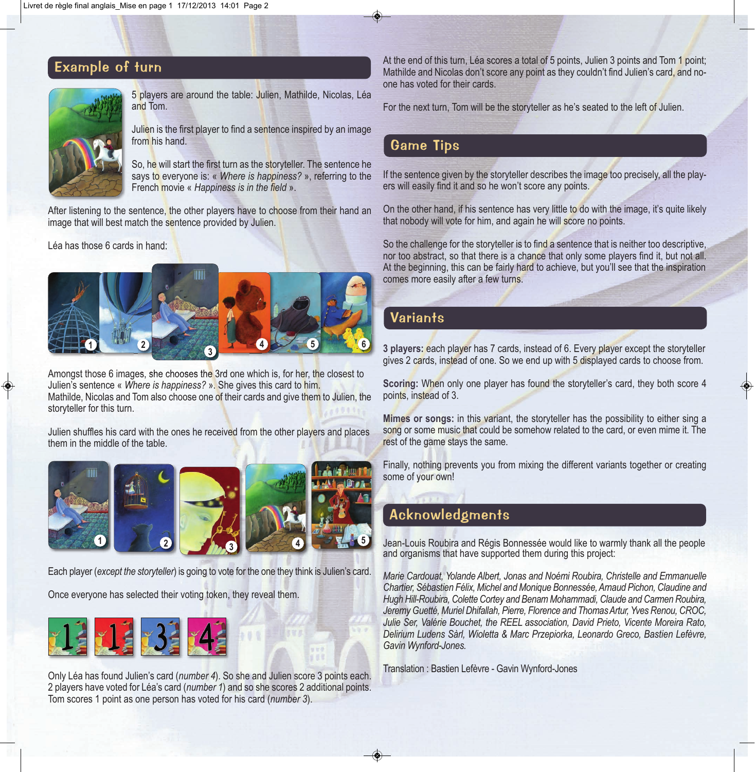## Example of turn

5 players are around the table: Julien, Mathilde, Nicolas, Léa and Tom.

Julien is the first player to find a sentence inspired by an image from his hand.

So, he will start the first turn as the storyteller. The sentence he says to everyone is: « *Where is happiness?* », referring to the French movie « *Happiness is in the field* ».

After listening to the sentence, the other players have to choose from their hand an image that will best match the sentence provided by Julien.

Léa has those 6 cards in hand:

1 2 3 4 5 6

Amongst those 6 images, she chooses the 3rd one which is, for her, the closest to Julien's sentence « *Where is happiness?* ». She gives this card to him.
Mathilde, Nicolas and Tom also choose one of their cards and give them to Julien, the storyteller for this turn.

Julien shuffles his card with the ones he received from the other players and places them in the middle of the table.

1 2 3 4 5

Each player (*except the storyteller*) is going to vote for the one they think is Julien's card.

Once everyone has selected their voting token, they reveal them.

1 1 3 4

Only Léa has found Julien's card (*number 4*). So she and Julien score 3 points each.
2 players have voted for Léa's card (*number 1*) and so she scores 2 additional points.
Tom scores 1 point as one person has voted for his card (*number 3*).

At the end of this turn, Léa scores a total of 5 points, Julien 3 points and Tom 1 point; Mathilde and Nicolas don't score any point as they couldn't find Julien's card, and no-one has voted for their cards.

For the next turn, Tom will be the storyteller as he's seated to the left of Julien.

## Game Tips

If the sentence given by the storyteller describes the image too precisely, all the players will easily find it and so he won't score any points.

On the other hand, if his sentence has very little to do with the image, it's quite likely that nobody will vote for him, and again he will score no points.

So the challenge for the storyteller is to find a sentence that is neither too descriptive, nor too abstract, so that there is a chance that only some players find it, but not all. At the beginning, this can be fairly hard to achieve, but you'll see that the inspiration comes more easily after a few turns.

## Variants

**3 players:** each player has 7 cards, instead of 6. Every player except the storyteller gives 2 cards, instead of one. So we end up with 5 displayed cards to choose from.

**Scoring:** When only one player has found the storyteller's card, they both score 4 points, instead of 3.

**Mimes or songs:** in this variant, the storyteller has the possibility to either sing a song or some music that could be somehow related to the card, or even mime it. The rest of the game stays the same.

Finally, nothing prevents you from mixing the different variants together or creating some of your own!

## Acknowledgments

Jean-Louis Roubira and Régis Bonnessée would like to warmly thank all the people and organisms that have supported them during this project:

*Marie Cardouat, Yolande Albert, Jonas and Noémi Roubira, Christelle and Emmanuelle Chartier, Sébastien Félix, Michel and Monique Bonnessée, Arnaud Pichon, Claudine and Hugh Hill-Roubira, Colette Cortey and Benam Mohammadi, Claude and Carmen Roubira, Jeremy Guetté, Muriel Dhifallah, Pierre, Florence and Thomas Artur, Yves Renou, CROC, Julie Ser, Valérie Bouchet, the REEL association, David Prieto, Vicente Moreira Rato, Delirium Ludens Sàrl, Wioletta & Marc Przepiorka, Leonardo Greco, Bastien Lefèvre, Gavin Wynford-Jones.*

Translation : Bastien Lefèvre - Gavin Wynford-Jones